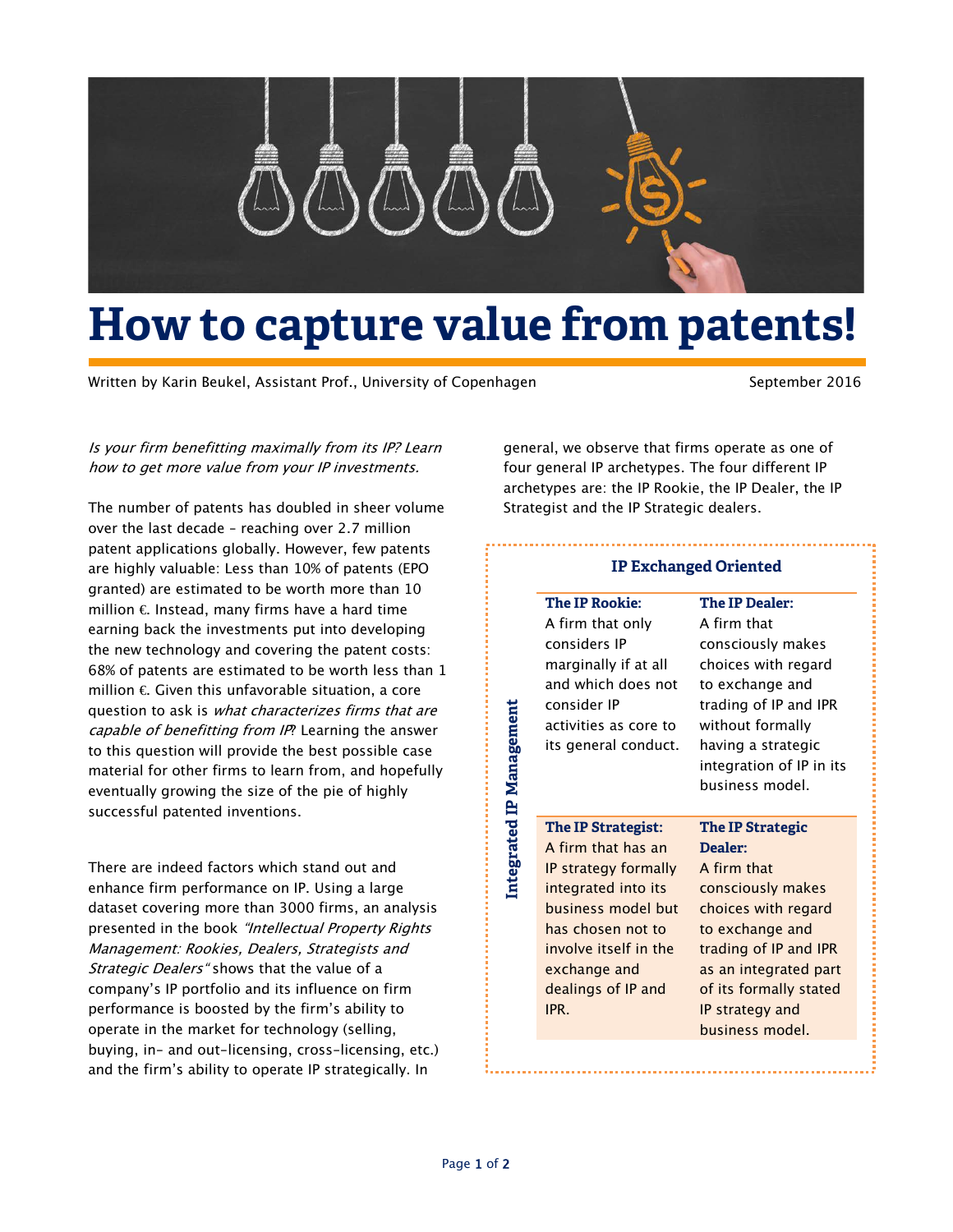# How to capture value from patents!

Written by Karin Beukel, Assistant Prof., University of Copenhagen

September 2016

*Is your firm benefitting maximally from its IP? Learn how to get more value from your IP investments.*

The number of patents has doubled in sheer volume over the last decade – reaching over 2.7 million patent applications globally. However, few patents are highly valuable: Less than 10% of patents (EPO granted) are estimated to be worth more than 10 million €. Instead, many firms have a hard time earning back the investments put into developing the new technology and covering the patent costs: 68% of patents are estimated to be worth less than 1 million €. Given this unfavorable situation, a core question to ask is *what characterizes firms that are capable of benefitting from IP?* Learning the answer to this question will provide the best possible case material for other firms to learn from, and hopefully eventually growing the size of the pie of highly successful patented inventions.

There are indeed factors which stand out and enhance firm performance on IP. Using a large dataset covering more than 3000 firms, an analysis presented in the book *"Intellectual Property Rights Management: Rookies, Dealers, Strategists and Strategic Dealers"* shows that the value of a company's IP portfolio and its influence on firm performance is boosted by the firm's ability to operate in the market for technology (selling, buying, in- and out-licensing, cross-licensing, etc.) and the firm's ability to operate IP strategically. In general, we observe that firms operate as one of four general IP archetypes. The four different IP archetypes are: the IP Rookie, the IP Dealer, the IP Strategist and the IP Strategic dealers.

| Integrated IP Management ↑ / IP Exchanged Oriented → | | |
|---|---|---|
| | **The IP Rookie:** A firm that only considers IP marginally if at all and which does not consider IP activities as core to its general conduct. | **The IP Dealer:** A firm that consciously makes choices with regard to exchange and trading of IP and IPR without formally having a strategic integration of IP in its business model. |
| | **The IP Strategist:** A firm that has an IP strategy formally integrated into its business model but has chosen not to involve itself in the exchange and dealings of IP and IPR. | **The IP Strategic Dealer:** A firm that consciously makes choices with regard to exchange and trading of IP and IPR as an integrated part of its formally stated IP strategy and business model. |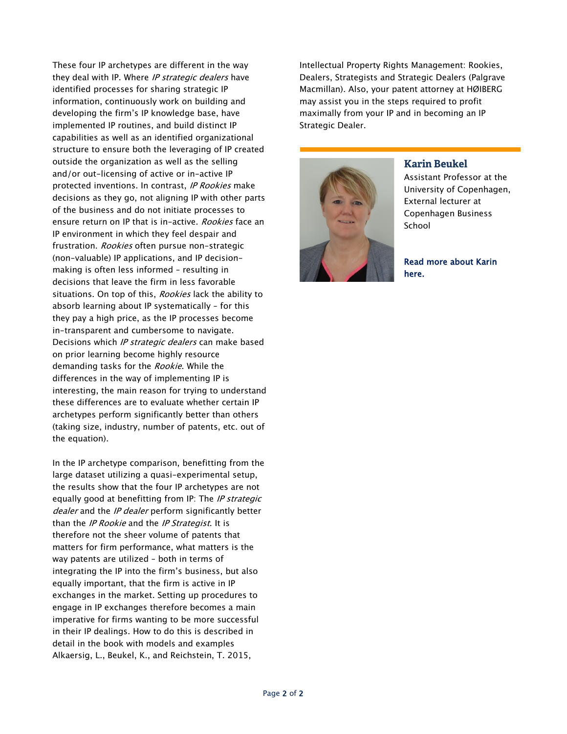These four IP archetypes are different in the way they deal with IP. Where *IP strategic dealers* have identified processes for sharing strategic IP information, continuously work on building and developing the firm's IP knowledge base, have implemented IP routines, and build distinct IP capabilities as well as an identified organizational structure to ensure both the leveraging of IP created outside the organization as well as the selling and/or out-licensing of active or in-active IP protected inventions. In contrast, *IP Rookies* make decisions as they go, not aligning IP with other parts of the business and do not initiate processes to ensure return on IP that is in-active. *Rookies* face an IP environment in which they feel despair and frustration. *Rookies* often pursue non-strategic (non-valuable) IP applications, and IP decision-making is often less informed – resulting in decisions that leave the firm in less favorable situations. On top of this, *Rookies* lack the ability to absorb learning about IP systematically – for this they pay a high price, as the IP processes become in-transparent and cumbersome to navigate. Decisions which *IP strategic dealers* can make based on prior learning become highly resource demanding tasks for the *Rookie*. While the differences in the way of implementing IP is interesting, the main reason for trying to understand these differences are to evaluate whether certain IP archetypes perform significantly better than others (taking size, industry, number of patents, etc. out of the equation).

In the IP archetype comparison, benefitting from the large dataset utilizing a quasi-experimental setup, the results show that the four IP archetypes are not equally good at benefitting from IP: The *IP strategic dealer* and the *IP dealer* perform significantly better than the *IP Rookie* and the *IP Strategist*. It is therefore not the sheer volume of patents that matters for firm performance, what matters is the way patents are utilized – both in terms of integrating the IP into the firm's business, but also equally important, that the firm is active in IP exchanges in the market. Setting up procedures to engage in IP exchanges therefore becomes a main imperative for firms wanting to be more successful in their IP dealings. How to do this is described in detail in the book with models and examples Alkaersig, L., Beukel, K., and Reichstein, T. 2015, Intellectual Property Rights Management: Rookies, Dealers, Strategists and Strategic Dealers (Palgrave Macmillan). Also, your patent attorney at HØIBERG may assist you in the steps required to profit maximally from your IP and in becoming an IP Strategic Dealer.

---

**Karin Beukel**

Assistant Professor at the University of Copenhagen, External lecturer at Copenhagen Business School

**Read more about Karin here.**